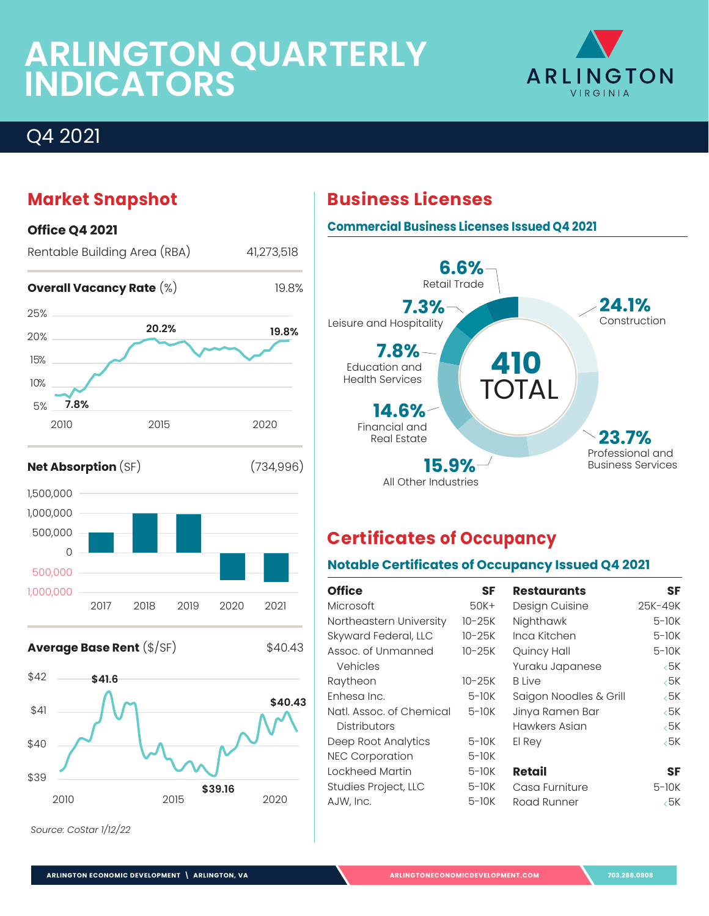# ARLINGTON QUARTERLY INDICATORS

ARLINGTON VIRGINIA

## Q4 2021

## Market Snapshot

### Office Q4 2021

| | |
|---|---|
| Rentable Building Area (RBA) | 41,273,518 |

**Overall Vacancy Rate** (%) 19.8%

25%, 20%, 15%, 10%, 5%

20.2% — 19.8% — 7.8%

2010, 2015, 2020

**Net Absorption** (SF) (734,996)

1,500,000, 1,000,000, 500,000, 0, 500,000, 1,000,000

2017, 2018, 2019, 2020, 2021

**Average Base Rent** ($/SF) $40.43

$42, $41, $40, $39

$41.6 — $40.43 — $39.16

2010, 2015, 2020

*Source: CoStar 1/12/22*

## Business Licenses

### Commercial Business Licenses Issued Q4 2021

**410 TOTAL**

| Industry | Share |
|---|---|
| Construction | 24.1% |
| Professional and Business Services | 23.7% |
| All Other Industries | 15.9% |
| Financial and Real Estate | 14.6% |
| Education and Health Services | 7.8% |
| Leisure and Hospitality | 7.3% |
| Retail Trade | 6.6% |

## Certificates of Occupancy

### Notable Certificates of Occupancy Issued Q4 2021

| Office | SF |
|---|---|
| Microsoft | 50K+ |
| Northeastern University | 10-25K |
| Skyward Federal, LLC | 10-25K |
| Assoc. of Unmanned Vehicles | 10-25K |
| Raytheon | 10-25K |
| Enhesa Inc. | 5-10K |
| Natl. Assoc. of Chemical Distributors | 5-10K |
| Deep Root Analytics | 5-10K |
| NEC Corporation | 5-10K |
| Lockheed Martin | 5-10K |
| Studies Project, LLC | 5-10K |
| AJW, Inc. | 5-10K |

| Restaurants | SF |
|---|---|
| Design Cuisine | 25K-49K |
| Nighthawk | 5-10K |
| Inca Kitchen | 5-10K |
| Quincy Hall | 5-10K |
| Yuraku Japanese | <5K |
| B Live | <5K |
| Saigon Noodles & Grill | <5K |
| Jinya Ramen Bar | <5K |
| Hawkers Asian | <5K |
| El Rey | <5K |

| Retail | SF |
|---|---|
| Casa Furniture | 5-10K |
| Road Runner | <5K |

ARLINGTON ECONOMIC DEVELOPMENT \ ARLINGTON, VA — ARLINGTONECONOMICDEVELOPMENT.COM — 703.288.0808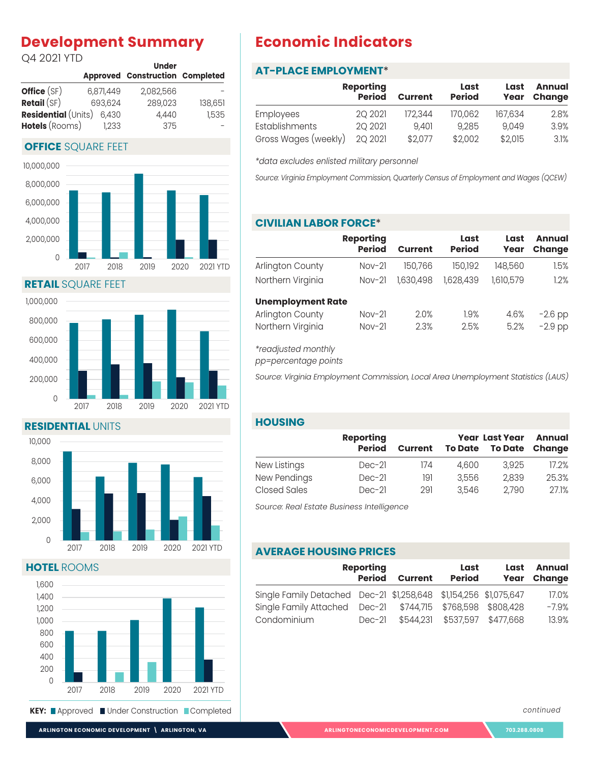## Development Summary

Q4 2021 YTD

| | Approved | Under Construction | Completed |
|---|---|---|---|
| **Office** (SF) | 6,871,449 | 2,082,566 | - |
| **Retail** (SF) | 693,624 | 289,023 | 138,651 |
| **Residential** (Units) | 6,430 | 4,440 | 1,535 |
| **Hotels** (Rooms) | 1,233 | 375 | - |

### OFFICE SQUARE FEET

### RETAIL SQUARE FEET

### RESIDENTIAL UNITS

### HOTEL ROOMS

**KEY:** Approved  Under Construction  Completed

## Economic Indicators

### AT-PLACE EMPLOYMENT*

| | Reporting Period | Current | Last Period | Last Year | Annual Change |
|---|---|---|---|---|---|
| Employees | 2Q 2021 | 172,344 | 170,062 | 167,634 | 2.8% |
| Establishments | 2Q 2021 | 9,401 | 9,285 | 9,049 | 3.9% |
| Gross Wages (weekly) | 2Q 2021 | $2,077 | $2,002 | $2,015 | 3.1% |

*data excludes enlisted military personnel

*Source: Virginia Employment Commission, Quarterly Census of Employment and Wages (QCEW)*

### CIVILIAN LABOR FORCE*

| | Reporting Period | Current | Last Period | Last Year | Annual Change |
|---|---|---|---|---|---|
| Arlington County | Nov-21 | 150,766 | 150,192 | 148,560 | 1.5% |
| Northern Virginia | Nov-21 | 1,630,498 | 1,628,439 | 1,610,579 | 1.2% |
| **Unemployment Rate** | | | | | |
| Arlington County | Nov-21 | 2.0% | 1.9% | 4.6% | -2.6 pp |
| Northern Virginia | Nov-21 | 2.3% | 2.5% | 5.2% | -2.9 pp |

*readjusted monthly

*pp=percentage points*

*Source: Virginia Employment Commission, Local Area Unemployment Statistics (LAUS)*

### HOUSING

| | Reporting Period | Current | Year To Date | Last Year To Date | Annual Change |
|---|---|---|---|---|---|
| New Listings | Dec-21 | 174 | 4,600 | 3,925 | 17.2% |
| New Pendings | Dec-21 | 191 | 3,556 | 2,839 | 25.3% |
| Closed Sales | Dec-21 | 291 | 3,546 | 2,790 | 27.1% |

*Source: Real Estate Business Intelligence*

### AVERAGE HOUSING PRICES

| | Reporting Period | Current | Last Period | Last Year | Annual Change |
|---|---|---|---|---|---|
| Single Family Detached | Dec-21 | $1,258,648 | $1,154,256 | $1,075,647 | 17.0% |
| Single Family Attached | Dec-21 | $744,715 | $768,598 | $808,428 | -7.9% |
| Condominium | Dec-21 | $544,231 | $537,597 | $477,668 | 13.9% |

*continued*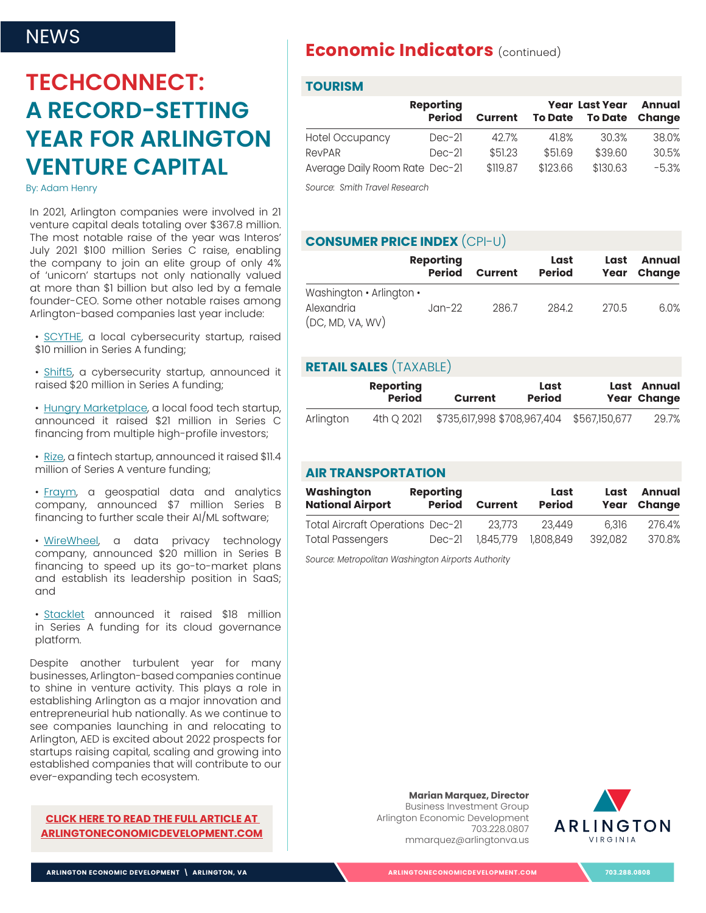NEWS

# TECHCONNECT: A RECORD-SETTING YEAR FOR ARLINGTON VENTURE CAPITAL

By: Adam Henry

In 2021, Arlington companies were involved in 21 venture capital deals totaling over $367.8 million. The most notable raise of the year was Interos' July 2021 $100 million Series C raise, enabling the company to join an elite group of only 4% of 'unicorn' startups not only nationally valued at more than $1 billion but also led by a female founder-CEO. Some other notable raises among Arlington-based companies last year include:

- SCYTHE, a local cybersecurity startup, raised $10 million in Series A funding;
- Shift5, a cybersecurity startup, announced it raised $20 million in Series A funding;
- Hungry Marketplace, a local food tech startup, announced it raised $21 million in Series C financing from multiple high-profile investors;
- Rize, a fintech startup, announced it raised $11.4 million of Series A venture funding;
- Fraym, a geospatial data and analytics company, announced $7 million Series B financing to further scale their AI/ML software;
- WireWheel, a data privacy technology company, announced $20 million in Series B financing to speed up its go-to-market plans and establish its leadership position in SaaS; and
- Stacklet announced it raised $18 million in Series A funding for its cloud governance platform.

Despite another turbulent year for many businesses, Arlington-based companies continue to shine in venture activity. This plays a role in establishing Arlington as a major innovation and entrepreneurial hub nationally. As we continue to see companies launching in and relocating to Arlington, AED is excited about 2022 prospects for startups raising capital, scaling and growing into established companies that will contribute to our ever-expanding tech ecosystem.

**CLICK HERE TO READ THE FULL ARTICLE AT ARLINGTONECONOMICDEVELOPMENT.COM**

# Economic Indicators (continued)

## TOURISM

| | Reporting Period | Current | Year To Date | Last Year To Date | Annual Change |
|---|---|---|---|---|---|
| Hotel Occupancy | Dec-21 | 42.7% | 41.8% | 30.3% | 38.0% |
| RevPAR | Dec-21 | $51.23 | $51.69 | $39.60 | 30.5% |
| Average Daily Room Rate | Dec-21 | $119.87 | $123.66 | $130.63 | -5.3% |

*Source: Smith Travel Research*

## CONSUMER PRICE INDEX (CPI-U)

| | Reporting Period | Current | Last Period | Last Year | Annual Change |
|---|---|---|---|---|---|
| Washington • Arlington • Alexandria (DC, MD, VA, WV) | Jan-22 | 286.7 | 284.2 | 270.5 | 6.0% |

## RETAIL SALES (TAXABLE)

| | Reporting Period | Current | Last Period | Last Year | Annual Change |
|---|---|---|---|---|---|
| Arlington | 4th Q 2021 | $735,617,998 | $708,967,404 | $567,150,677 | 29.7% |

## AIR TRANSPORTATION

| Washington National Airport | Reporting Period | Current | Last Period | Last Year | Annual Change |
|---|---|---|---|---|---|
| Total Aircraft Operations | Dec-21 | 23,773 | 23,449 | 6,316 | 276.4% |
| Total Passengers | Dec-21 | 1,845,779 | 1,808,849 | 392,082 | 370.8% |

*Source: Metropolitan Washington Airports Authority*

**Marian Marquez, Director**
Business Investment Group
Arlington Economic Development
703.228.0807
mmarquez@arlingtonva.us

ARLINGTON VIRGINIA